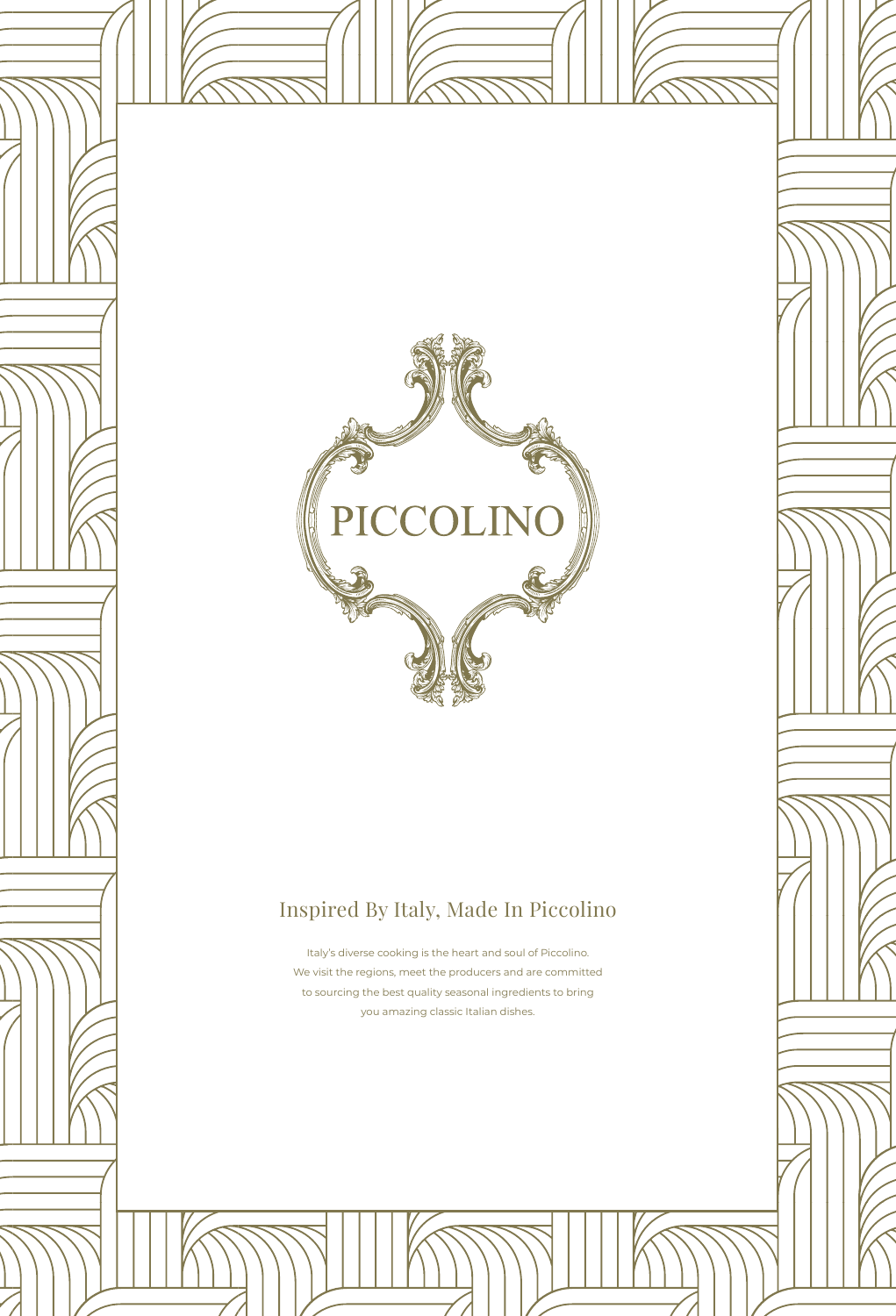# PICCOLINO

## Inspired By Italy, Made In Piccolino

Italy's diverse cooking is the heart and soul of Piccolino. We visit the regions, meet the producers and are committed to sourcing the best quality seasonal ingredients to bring you amazing classic Italian dishes.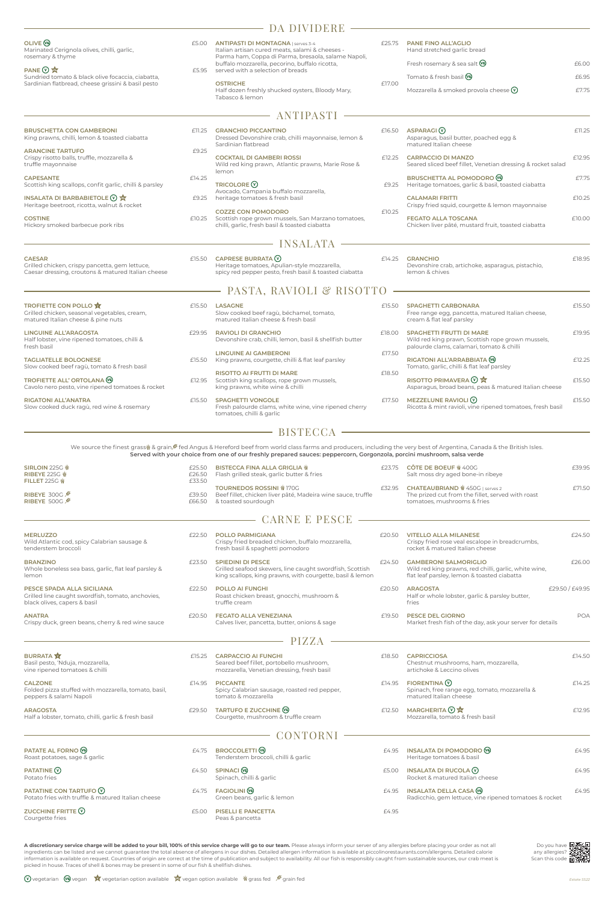## DA DIVIDERE

**OLIVE** (VG) £5.00
Marinated Cerignola olives, chilli, garlic, rosemary & thyme

**PANE** (V) (vegan option available) £5.95
Sundried tomato & black olive focaccia, ciabatta, Sardinian flatbread, cheese grissini & basil pesto

**ANTIPASTI DI MONTAGNA** | serves 3-4 £25.75
Italian artisan cured meats, salami & cheeses - Parma ham, Coppa di Parma, bresaola, salame Napoli, buffalo mozzarella, pecorino, buffalo ricotta, served with a selection of breads

**OSTRICHE** £17.00
Half dozen freshly shucked oysters, Bloody Mary, Tabasco & lemon

**PANE FINO ALL'AGLIO**
Hand stretched garlic bread

Fresh rosemary & sea salt (VG) £6.00

Tomato & fresh basil (VG) £6.95

Mozzarella & smoked provola cheese (V) £7.75

## ANTIPASTI

**BRUSCHETTA CON GAMBERONI** £11.25
King prawns, chilli, lemon & toasted ciabatta

**ARANCINE TARTUFO** £9.25
Crispy risotto balls, truffle, mozzarella & truffle mayonnaise

**CAPESANTE** £14.25
Scottish king scallops, confit garlic, chilli & parsley

**INSALATA DI BARBABIETOLE** (V) (vegan option available) £9.25
Heritage beetroot, ricotta, walnut & rocket

**COSTINE** £10.25
Hickory smoked barbecue pork ribs

**GRANCHIO PICCANTINO** £16.50
Dressed Devonshire crab, chilli mayonnaise, lemon & Sardinian flatbread

**COCKTAIL DI GAMBERI ROSSI** £12.25
Wild red king prawn, Atlantic prawns, Marie Rose & lemon

**TRICOLORE** (V) £9.25
Avocado, Campania buffalo mozzarella, heritage tomatoes & fresh basil

**COZZE CON POMODORO** £10.25
Scottish rope grown mussels, San Marzano tomatoes, chilli, garlic, fresh basil & toasted ciabatta

**ASPARAGI** (V) £11.25
Asparagus, basil butter, poached egg & matured Italian cheese

**CARPACCIO DI MANZO** £12.95
Seared sliced beef fillet, Venetian dressing & rocket salad

**BRUSCHETTA AL POMODORO** (VG) £7.75
Heritage tomatoes, garlic & basil, toasted ciabatta

**CALAMARI FRITTI** £10.25
Crispy fried squid, courgette & lemon mayonnaise

**FEGATO ALLA TOSCANA** £10.00
Chicken liver pâté, mustard fruit, toasted ciabatta

## INSALATA

**CAESAR** £15.50
Grilled chicken, crispy pancetta, gem lettuce, Caesar dressing, croutons & matured Italian cheese

**CAPRESE BURRATA** (V) £14.25
Heritage tomatoes, Apulian-style mozzarella, spicy red pepper pesto, fresh basil & toasted ciabatta

**GRANCHIO** £18.95
Devonshire crab, artichoke, asparagus, pistachio, lemon & chives

## PASTA, RAVIOLI & RISOTTO

**TROFIETTE CON POLLO** (vegetarian option available) £15.50
Grilled chicken, seasonal vegetables, cream, matured Italian cheese & pine nuts

**LINGUINE ALL'ARAGOSTA** £29.95
Half lobster, vine ripened tomatoes, chilli & fresh basil

**TAGLIATELLE BOLOGNESE** £15.50
Slow cooked beef ragù, tomato & fresh basil

**TROFIETTE ALL' ORTOLANA** (VG) £12.95
Cavolo nero pesto, vine ripened tomatoes & rocket

**RIGATONI ALL'ANATRA** £15.50
Slow cooked duck ragù, red wine & rosemary

**LASAGNE** £15.50
Slow cooked beef ragù, béchamel, tomato, matured Italian cheese & fresh basil

**RAVIOLI DI GRANCHIO** £18.00
Devonshire crab, chilli, lemon, basil & shellfish butter

**LINGUINE AI GAMBERONI** £17.50
King prawns, courgette, chilli & flat leaf parsley

**RISOTTO AI FRUTTI DI MARE** £18.50
Scottish king scallops, rope grown mussels, king prawns, white wine & chilli

**SPAGHETTI VONGOLE** £17.50
Fresh palourde clams, white wine, vine ripened cherry tomatoes, chilli & garlic

**SPAGHETTI CARBONARA** £15.50
Free range egg, pancetta, matured Italian cheese, cream & flat leaf parsley

**SPAGHETTI FRUTTI DI MARE** £19.95
Wild red king prawn, Scottish rope grown mussels, palourde clams, calamari, tomato & chilli

**RIGATONI ALL'ARRABBIATA** (VG) £12.25
Tomato, garlic, chilli & flat leaf parsley

**RISOTTO PRIMAVERA** (V) (vegan option available) £15.50
Asparagus, broad beans, peas & matured Italian cheese

**MEZZELUNE RAVIOLI** (V) £15.50
Ricotta & mint ravioli, vine ripened tomatoes, fresh basil

## BISTECCA

We source the finest grass (grass fed) & grain (grain fed) fed Angus & Hereford beef from world class farms and producers, including the very best of Argentina, Canada & the British Isles.
**Served with your choice from one of our freshly prepared sauces: peppercorn, Gorgonzola, porcini mushroom, salsa verde**

**SIRLOIN** 225G (grass fed) £25.50
**RIBEYE** 225G (grass fed) £26.50
**FILLET** 225G (grass fed) £33.50

**RIBEYE** 300G (grain fed) £39.50
**RIBEYE** 500G (grain fed) £66.50

**BISTECCA FINA ALLA GRIGLIA** (grass fed) £23.75
Flash grilled steak, garlic butter & fries

**TOURNEDOS ROSSINI** (grass fed) 170G £32.95
Beef fillet, chicken liver pâté, Madeira wine sauce, truffle & toasted sourdough

**CÔTE DE BOEUF** (grass fed) 400G £39.95
Salt moss dry aged bone-in ribeye

**CHATEAUBRIAND** (grass fed) 450G | serves 2 £71.50
The prized cut from the fillet, served with roast tomatoes, mushrooms & fries

## CARNE E PESCE

**MERLUZZO** £22.50
Wild Atlantic cod, spicy Calabrian sausage & tenderstem broccoli

**BRANZINO** £23.50
Whole boneless sea bass, garlic, flat leaf parsley & lemon

**PESCE SPADA ALLA SICILIANA** £22.50
Grilled line caught swordfish, tomato, anchovies, black olives, capers & basil

**ANATRA** £20.50
Crispy duck, green beans, cherry & red wine sauce

**POLLO PARMIGIANA** £20.50
Crispy fried breaded chicken, buffalo mozzarella, fresh basil & spaghetti pomodoro

**SPIEDINI DI PESCE** £24.50
Grilled seafood skewers, line caught swordfish, Scottish king scallops, king prawns, with courgette, basil & lemon

**POLLO AI FUNGHI** £20.50
Roast chicken breast, gnocchi, mushroom & truffle cream

**FEGATO ALLA VENEZIANA** £19.50
Calves liver, pancetta, butter, onions & sage

**VITELLO ALLA MILANESE** £24.50
Crispy fried rose veal escalope in breadcrumbs, rocket & matured Italian cheese

**GAMBERONI SALMORIGLIO** £26.00
Wild red king prawns, red chilli, garlic, white wine, flat leaf parsley, lemon & toasted ciabatta

**ARAGOSTA** £29.50 / £49.95
Half or whole lobster, garlic & parsley butter, fries

**PESCE DEL GIORNO** POA
Market fresh fish of the day, ask your server for details

## PIZZA

**BURRATA** (vegetarian option available) £15.25
Basil pesto, 'Nduja, mozzarella, vine ripened tomatoes & chilli

**CALZONE** £14.95
Folded pizza stuffed with mozzarella, tomato, basil, peppers & salami Napoli

**ARAGOSTA** £29.50
Half a lobster, tomato, chilli, garlic & fresh basil

**CARPACCIO AI FUNGHI** £18.50
Seared beef fillet, portobello mushroom, mozzarella, Venetian dressing, fresh basil

**PICCANTE** £14.95
Spicy Calabrian sausage, roasted red pepper, tomato & mozzarella

**TARTUFO E ZUCCHINE** (VG) £12.50
Courgette, mushroom & truffle cream

**CAPRICCIOSA** £14.50
Chestnut mushrooms, ham, mozzarella, artichoke & Leccino olives

**FIORENTINA** (V) £14.25
Spinach, free range egg, tomato, mozzarella & matured Italian cheese

**MARGHERITA** (V) (vegan option available) £12.95
Mozzarella, tomato & fresh basil

## CONTORNI

**PATATE AL FORNO** (VG) £4.75
Roast potatoes, sage & garlic

**PATATINE** (V) £4.50
Potato fries

**PATATINE CON TARTUFO** (V) £4.75
Potato fries with truffle & matured Italian cheese

**ZUCCHINE FRITTE** (V) £5.00
Courgette fries

**BROCCOLETTI** (VG) £4.95
Tenderstem broccoli, chilli & garlic

**SPINACI** (VG) £5.00
Spinach, chilli & garlic

**FAGIOLINI** (VG) £4.95
Green beans, garlic & lemon

**PISELLI E PANCETTA** £4.95
Peas & pancetta

**INSALATA DI POMODORO** (VG) £4.95
Heritage tomatoes & basil

**INSALATA DI RUCOLA** (V) £4.95
Rocket & matured Italian cheese

**INSALATA DELLA CASA** (VG) £4.95
Radicchio, gem lettuce, vine ripened tomatoes & rocket

**A discretionary service charge will be added to your bill, 100% of this service charge will go to our team.** Please always inform your server of any allergies before placing your order as not all ingredients can be listed and we cannot guarantee the total absence of allergens in our dishes. Detailed allergen information is available at piccolinorestaurants.com/allergens. Detailed calorie information is available on request. Countries of origin are correct at the time of publication and subject to availability. All our fish is responsibly caught from sustainable sources, our crab meat is picked in house. Traces of shell & bones may be present in some of our fish & shellfish dishes.

Do you have any allergies? Scan this code

(V) vegetarian (VG) vegan (vegetarian option available) (vegan option available) (grass fed) grass fed (grain fed) grain fed

Estate SS22